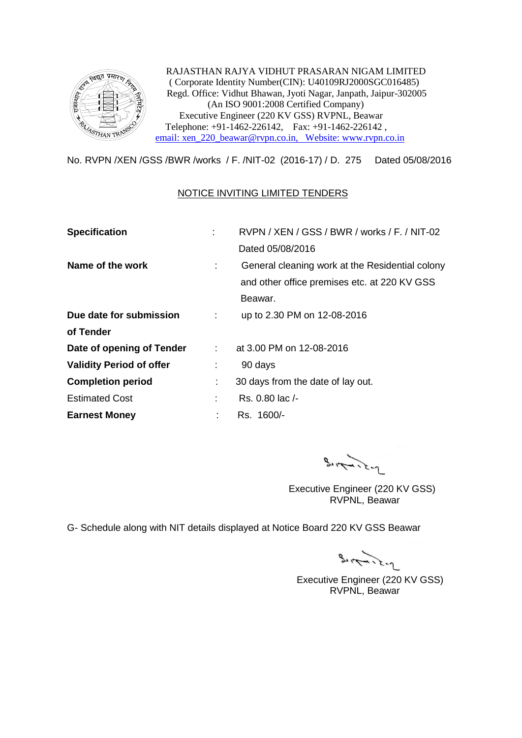RAJASTHAN RAJYA VIDHUT PRASARAN NIGAM LIMITED
( Corporate Identity Number(CIN): U40109RJ2000SGC016485)
Regd. Office: Vidhut Bhawan, Jyoti Nagar, Janpath, Jaipur-302005
(An ISO 9001:2008 Certified Company)
Executive Engineer (220 KV GSS) RVPNL, Beawar
Telephone: +91-1462-226142, Fax: +91-1462-226142 ,
email: xen_220_beawar@rvpn.co.in, Website: www.rvpn.co.in

No. RVPN /XEN /GSS /BWR /works / F. /NIT-02 (2016-17) / D. 275 Dated 05/08/2016

## NOTICE INVITING LIMITED TENDERS

| | | |
|---|---|---|
| **Specification** | : | RVPN / XEN / GSS / BWR / works / F. / NIT-02 Dated 05/08/2016 |
| **Name of the work** | : | General cleaning work at the Residential colony and other office premises etc. at 220 KV GSS Beawar. |
| **Due date for submission of Tender** | : | up to 2.30 PM on 12-08-2016 |
| **Date of opening of Tender** | : | at 3.00 PM on 12-08-2016 |
| **Validity Period of offer** | : | 90 days |
| **Completion period** | : | 30 days from the date of lay out. |
| Estimated Cost | : | Rs. 0.80 lac /- |
| **Earnest Money** | : | Rs. 1600/- |

Executive Engineer (220 KV GSS)
RVPNL, Beawar

G- Schedule along with NIT details displayed at Notice Board 220 KV GSS Beawar

Executive Engineer (220 KV GSS)
RVPNL, Beawar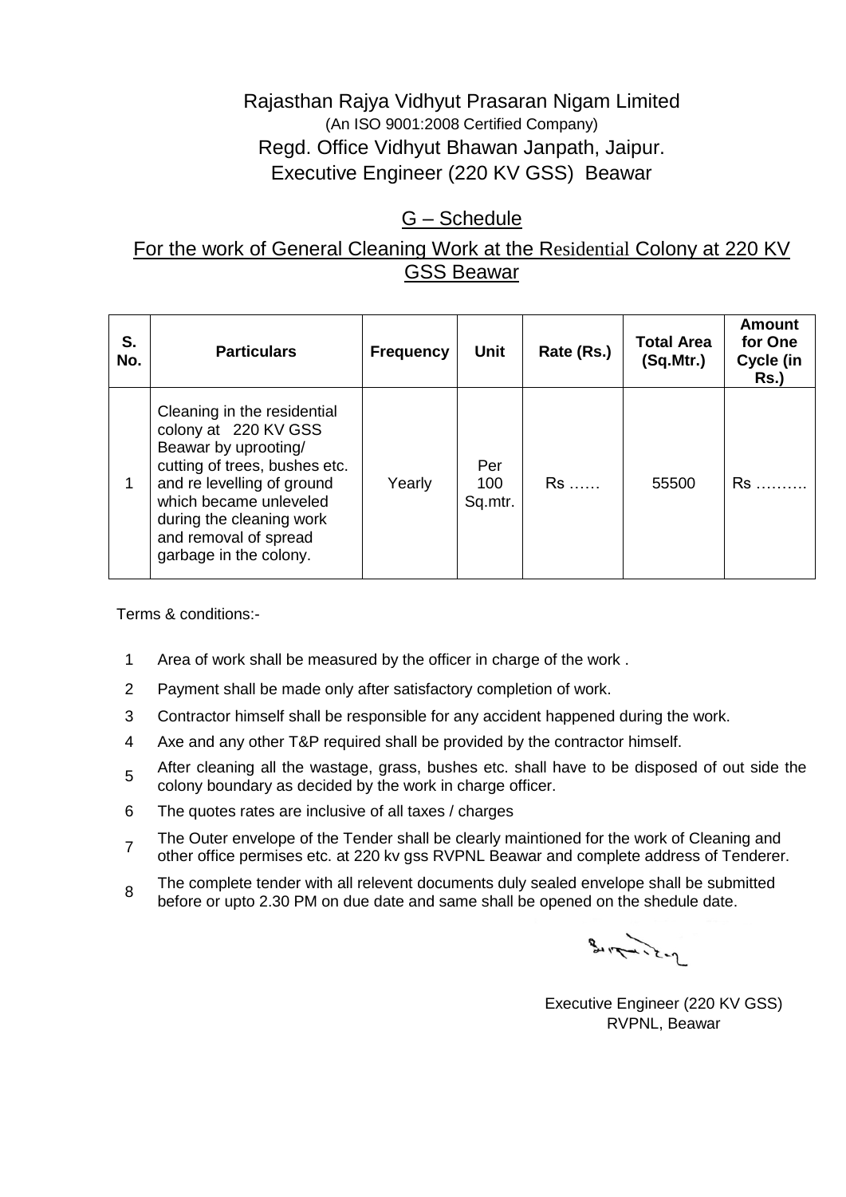Rajasthan Rajya Vidhyut Prasaran Nigam Limited

(An ISO 9001:2008 Certified Company)

Regd. Office Vidhyut Bhawan Janpath, Jaipur.

Executive Engineer (220 KV GSS) Beawar

## G – Schedule

## For the work of General Cleaning Work at the Residential Colony at 220 KV GSS Beawar

| S. No. | Particulars | Frequency | Unit | Rate (Rs.) | Total Area (Sq.Mtr.) | Amount for One Cycle (in Rs.) |
|---|---|---|---|---|---|---|
| 1 | Cleaning in the residential colony at 220 KV GSS Beawar by uprooting/ cutting of trees, bushes etc. and re levelling of ground which became unleveled during the cleaning work and removal of spread garbage in the colony. | Yearly | Per 100 Sq.mtr. | Rs …… | 55500 | Rs ………. |

Terms & conditions:-

1. Area of work shall be measured by the officer in charge of the work .
2. Payment shall be made only after satisfactory completion of work.
3. Contractor himself shall be responsible for any accident happened during the work.
4. Axe and any other T&P required shall be provided by the contractor himself.
5. After cleaning all the wastage, grass, bushes etc. shall have to be disposed of out side the colony boundary as decided by the work in charge officer.
6. The quotes rates are inclusive of all taxes / charges
7. The Outer envelope of the Tender shall be clearly maintioned for the work of Cleaning and other office permises etc. at 220 kv gss RVPNL Beawar and complete address of Tenderer.
8. The complete tender with all relevent documents duly sealed envelope shall be submitted before or upto 2.30 PM on due date and same shall be opened on the shedule date.

Executive Engineer (220 KV GSS)
RVPNL, Beawar